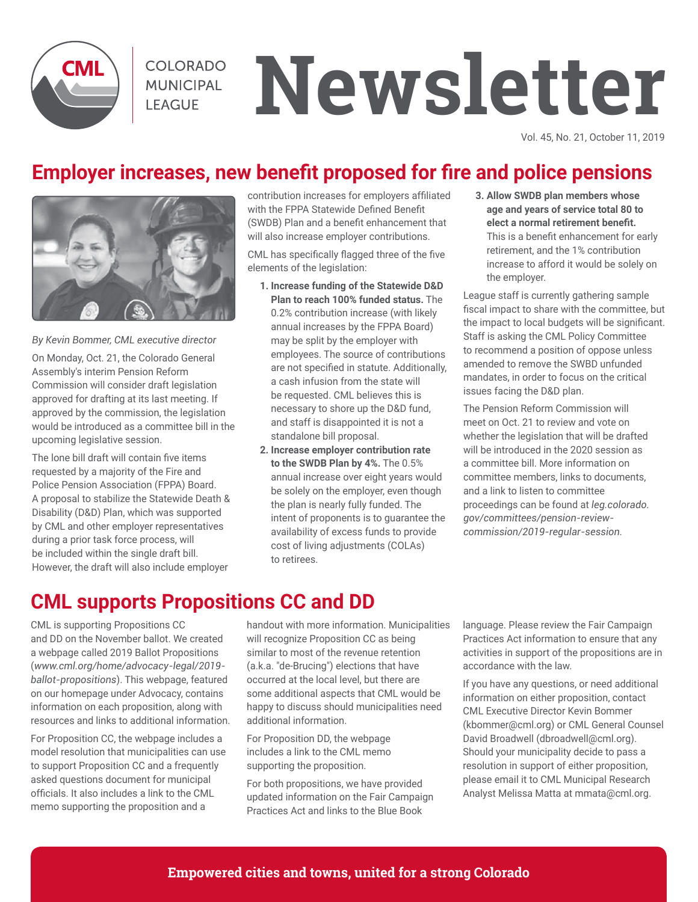# COLORADO MUNICIPAL LEAGUE Newsletter

Vol. 45, No. 21, October 11, 2019

## Employer increases, new benefit proposed for fire and police pensions

*By Kevin Bommer, CML executive director*

On Monday, Oct. 21, the Colorado General Assembly's interim Pension Reform Commission will consider draft legislation approved for drafting at its last meeting. If approved by the commission, the legislation would be introduced as a committee bill in the upcoming legislative session.

The lone bill draft will contain five items requested by a majority of the Fire and Police Pension Association (FPPA) Board. A proposal to stabilize the Statewide Death & Disability (D&D) Plan, which was supported by CML and other employer representatives during a prior task force process, will be included within the single draft bill. However, the draft will also include employer contribution increases for employers affiliated with the FPPA Statewide Defined Benefit (SWDB) Plan and a benefit enhancement that will also increase employer contributions.

CML has specifically flagged three of the five elements of the legislation:

1. **Increase funding of the Statewide D&D Plan to reach 100% funded status.** The 0.2% contribution increase (with likely annual increases by the FPPA Board) may be split by the employer with employees. The source of contributions are not specified in statute. Additionally, a cash infusion from the state will be requested. CML believes this is necessary to shore up the D&D fund, and staff is disappointed it is not a standalone bill proposal.
2. **Increase employer contribution rate to the SWDB Plan by 4%.** The 0.5% annual increase over eight years would be solely on the employer, even though the plan is nearly fully funded. The intent of proponents is to guarantee the availability of excess funds to provide cost of living adjustments (COLAs) to retirees.
3. **Allow SWDB plan members whose age and years of service total 80 to elect a normal retirement benefit.** This is a benefit enhancement for early retirement, and the 1% contribution increase to afford it would be solely on the employer.

League staff is currently gathering sample fiscal impact to share with the committee, but the impact to local budgets will be significant. Staff is asking the CML Policy Committee to recommend a position of oppose unless amended to remove the SWBD unfunded mandates, in order to focus on the critical issues facing the D&D plan.

The Pension Reform Commission will meet on Oct. 21 to review and vote on whether the legislation that will be drafted will be introduced in the 2020 session as a committee bill. More information on committee members, links to documents, and a link to listen to committee proceedings can be found at *leg.colorado.gov/committees/pension-review-commission/2019-regular-session.*

## CML supports Propositions CC and DD

CML is supporting Propositions CC and DD on the November ballot. We created a webpage called 2019 Ballot Propositions (*www.cml.org/home/advocacy-legal/2019-ballot-propositions*). This webpage, featured on our homepage under Advocacy, contains information on each proposition, along with resources and links to additional information.

For Proposition CC, the webpage includes a model resolution that municipalities can use to support Proposition CC and a frequently asked questions document for municipal officials. It also includes a link to the CML memo supporting the proposition and a handout with more information. Municipalities will recognize Proposition CC as being similar to most of the revenue retention (a.k.a. "de-Brucing") elections that have occurred at the local level, but there are some additional aspects that CML would be happy to discuss should municipalities need additional information.

For Proposition DD, the webpage includes a link to the CML memo supporting the proposition.

For both propositions, we have provided updated information on the Fair Campaign Practices Act and links to the Blue Book language. Please review the Fair Campaign Practices Act information to ensure that any activities in support of the propositions are in accordance with the law.

If you have any questions, or need additional information on either proposition, contact CML Executive Director Kevin Bommer (kbommer@cml.org) or CML General Counsel David Broadwell (dbroadwell@cml.org). Should your municipality decide to pass a resolution in support of either proposition, please email it to CML Municipal Research Analyst Melissa Matta at mmata@cml.org.

**Empowered cities and towns, united for a strong Colorado**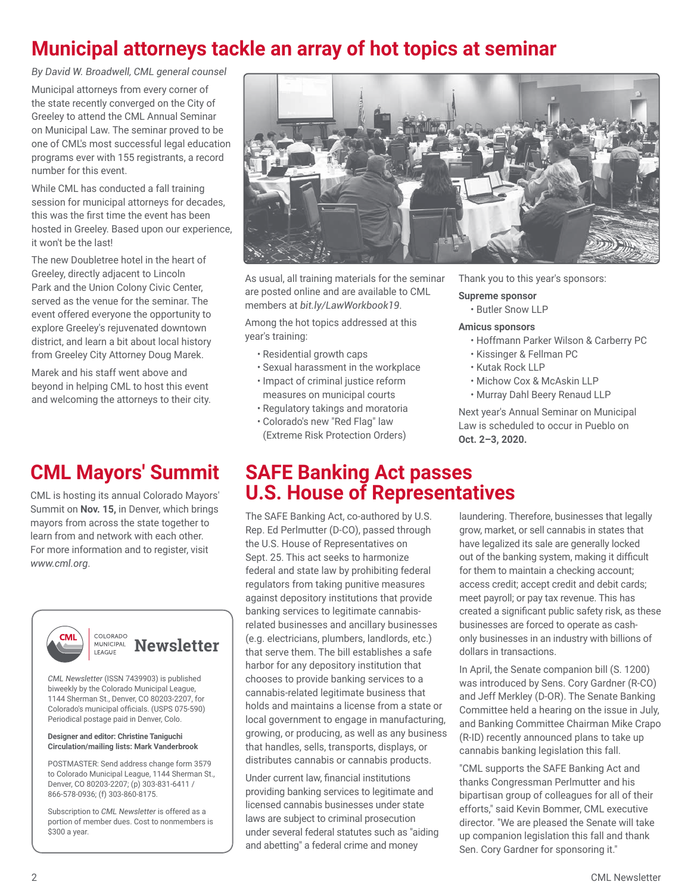# Municipal attorneys tackle an array of hot topics at seminar

*By David W. Broadwell, CML general counsel*

Municipal attorneys from every corner of the state recently converged on the City of Greeley to attend the CML Annual Seminar on Municipal Law. The seminar proved to be one of CML's most successful legal education programs ever with 155 registrants, a record number for this event.

While CML has conducted a fall training session for municipal attorneys for decades, this was the first time the event has been hosted in Greeley. Based upon our experience, it won't be the last!

The new Doubletree hotel in the heart of Greeley, directly adjacent to Lincoln Park and the Union Colony Civic Center, served as the venue for the seminar. The event offered everyone the opportunity to explore Greeley's rejuvenated downtown district, and learn a bit about local history from Greeley City Attorney Doug Marek.

Marek and his staff went above and beyond in helping CML to host this event and welcoming the attorneys to their city.

As usual, all training materials for the seminar are posted online and are available to CML members at *bit.ly/LawWorkbook19*.

Among the hot topics addressed at this year's training:

- Residential growth caps
- Sexual harassment in the workplace
- Impact of criminal justice reform measures on municipal courts
- Regulatory takings and moratoria
- Colorado's new "Red Flag" law (Extreme Risk Protection Orders)

Thank you to this year's sponsors:

**Supreme sponsor**

- Butler Snow LLP

**Amicus sponsors**

- Hoffmann Parker Wilson & Carberry PC
- Kissinger & Fellman PC
- Kutak Rock LLP
- Michow Cox & McAskin LLP
- Murray Dahl Beery Renaud LLP

Next year's Annual Seminar on Municipal Law is scheduled to occur in Pueblo on **Oct. 2–3, 2020.**

# CML Mayors' Summit

CML is hosting its annual Colorado Mayors' Summit on **Nov. 15,** in Denver, which brings mayors from across the state together to learn from and network with each other. For more information and to register, visit *www.cml.org*.

# SAFE Banking Act passes U.S. House of Representatives

The SAFE Banking Act, co-authored by U.S. Rep. Ed Perlmutter (D-CO), passed through the U.S. House of Representatives on Sept. 25. This act seeks to harmonize federal and state law by prohibiting federal regulators from taking punitive measures against depository institutions that provide banking services to legitimate cannabis-related businesses and ancillary businesses (e.g. electricians, plumbers, landlords, etc.) that serve them. The bill establishes a safe harbor for any depository institution that chooses to provide banking services to a cannabis-related legitimate business that holds and maintains a license from a state or local government to engage in manufacturing, growing, or producing, as well as any business that handles, sells, transports, displays, or distributes cannabis or cannabis products.

Under current law, financial institutions providing banking services to legitimate and licensed cannabis businesses under state laws are subject to criminal prosecution under several federal statutes such as "aiding and abetting" a federal crime and money laundering. Therefore, businesses that legally grow, market, or sell cannabis in states that have legalized its sale are generally locked out of the banking system, making it difficult for them to maintain a checking account; access credit; accept credit and debit cards; meet payroll; or pay tax revenue. This has created a significant public safety risk, as these businesses are forced to operate as cash-only businesses in an industry with billions of dollars in transactions.

In April, the Senate companion bill (S. 1200) was introduced by Sens. Cory Gardner (R-CO) and Jeff Merkley (D-OR). The Senate Banking Committee held a hearing on the issue in July, and Banking Committee Chairman Mike Crapo (R-ID) recently announced plans to take up cannabis banking legislation this fall.

"CML supports the SAFE Banking Act and thanks Congressman Perlmutter and his bipartisan group of colleagues for all of their efforts," said Kevin Bommer, CML executive director. "We are pleased the Senate will take up companion legislation this fall and thank Sen. Cory Gardner for sponsoring it."

---

CML | COLORADO MUNICIPAL LEAGUE **Newsletter**

*CML Newsletter* (ISSN 7439903) is published biweekly by the Colorado Municipal League, 1144 Sherman St., Denver, CO 80203-2207, for Colorado's municipal officials. (USPS 075-590) Periodical postage paid in Denver, Colo.

**Designer and editor: Christine Taniguchi**
**Circulation/mailing lists: Mark Vanderbrook**

POSTMASTER: Send address change form 3579 to Colorado Municipal League, 1144 Sherman St., Denver, CO 80203-2207; (p) 303-831-6411 / 866-578-0936; (f) 303-860-8175.

Subscription to *CML Newsletter* is offered as a portion of member dues. Cost to nonmembers is $300 a year.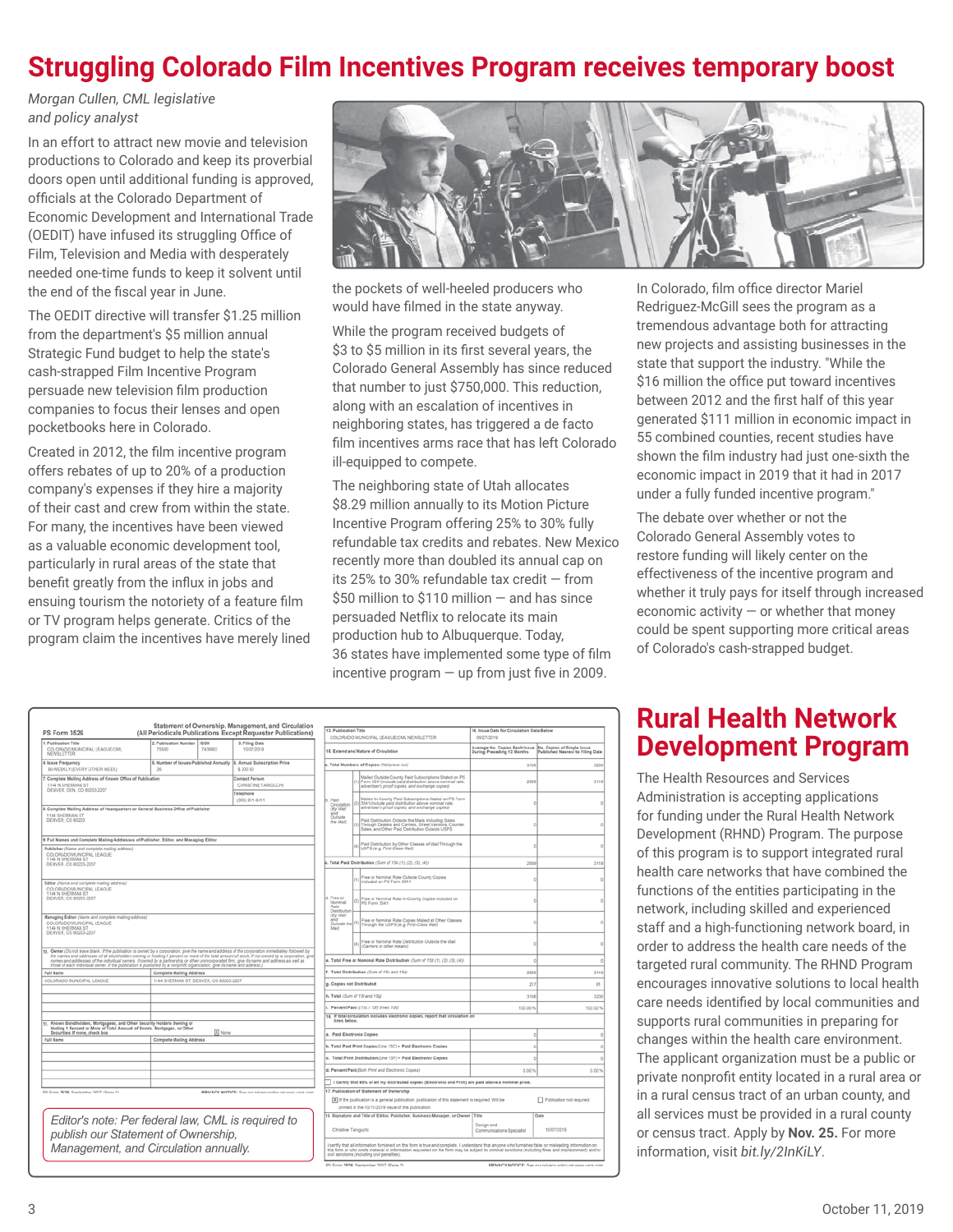# Struggling Colorado Film Incentives Program receives temporary boost

*Morgan Cullen, CML legislative and policy analyst*

In an effort to attract new movie and television productions to Colorado and keep its proverbial doors open until additional funding is approved, officials at the Colorado Department of Economic Development and International Trade (OEDIT) have infused its struggling Office of Film, Television and Media with desperately needed one-time funds to keep it solvent until the end of the fiscal year in June.

The OEDIT directive will transfer $1.25 million from the department's $5 million annual Strategic Fund budget to help the state's cash-strapped Film Incentive Program persuade new television film production companies to focus their lenses and open pocketbooks here in Colorado.

Created in 2012, the film incentive program offers rebates of up to 20% of a production company's expenses if they hire a majority of their cast and crew from within the state. For many, the incentives have been viewed as a valuable economic development tool, particularly in rural areas of the state that benefit greatly from the influx in jobs and ensuing tourism the notoriety of a feature film or TV program helps generate. Critics of the program claim the incentives have merely lined the pockets of well-heeled producers who would have filmed in the state anyway.

While the program received budgets of $3 to $5 million in its first several years, the Colorado General Assembly has since reduced that number to just $750,000. This reduction, along with an escalation of incentives in neighboring states, has triggered a de facto film incentives arms race that has left Colorado ill-equipped to compete.

The neighboring state of Utah allocates $8.29 million annually to its Motion Picture Incentive Program offering 25% to 30% fully refundable tax credits and rebates. New Mexico recently more than doubled its annual cap on its 25% to 30% refundable tax credit — from $50 million to $110 million — and has since persuaded Netflix to relocate its main production hub to Albuquerque. Today, 36 states have implemented some type of film incentive program — up from just five in 2009.

In Colorado, film office director Mariel Rodriguez-McGill sees the program as a tremendous advantage both for attracting new projects and assisting businesses in the state that support the industry. "While the $16 million the office put toward incentives between 2012 and the first half of this year generated $111 million in economic impact in 55 combined counties, recent studies have shown the film industry had just one-sixth the economic impact in 2019 that it had in 2017 under a fully funded incentive program."

The debate over whether or not the Colorado General Assembly votes to restore funding will likely center on the effectiveness of the incentive program and whether it truly pays for itself through increased economic activity — or whether that money could be spent supporting more critical areas of Colorado's cash-strapped budget.

## Statement of Ownership, Management, and Circulation (All Periodicals Publications Except Requester Publications) — PS Form 3526

| | |
|---|---|
| 1. Publication Title | COLORADO MUNICIPAL LEAGUE CML NEWSLETTER |
| 2. Publication Number | 75580 |
| ISSN | 7439901 |
| 3. Filing Date | 10/07/2019 |
| 4. Issue Frequency | BI-WEEKLY (EVERY OTHER WEEK) |
| 5. Number of Issues Published Annually | 26 |
| 6. Annual Subscription Price | $ 300.00 |
| 7. Complete Mailing Address of Known Office of Publication | 1144 N SHERMAN ST DENVER, DEN, CO 80203-2207 |
| Contact Person | CHRISTINE TANIGUCHI |
| Telephone | (303) 831-6411 |
| 8. Complete Mailing Address of Headquarters or General Business Office of Publisher | 1144 SHERMAN ST DENVER, CO 80203 |
| Publisher | COLORADO MUNICIPAL LEAGUE 1144 N SHERMAN ST DENVER, CO 80203-2207 |
| Editor | COLORADO MUNICIPAL LEAGUE 1144 N SHERMAN ST DENVER, CO 80203-2207 |
| Managing Editor | COLORADO MUNICIPAL LEAGUE 1144 N SHERMAN ST DENVER, CO 80203-2207 |
| 10. Owner — Full Name | COLORADO MUNICIPAL LEAGUE |
| Complete Mailing Address | 1144 SHERMAN ST, DENVER, CO 80203-2207 |
| 11. Known Bondholders, Mortgagees, and Other Security Holders | ☒ None |

| 13. Publication Title: COLORADO MUNICIPAL LEAGUE CML NEWSLETTER (14. Issue Date for Circulation Data Below: 09/27/2019) | Average No. Copies Each Issue During Preceding 12 Months | No. Copies of Single Issue Published Nearest to Filing Date |
|---|---|---|
| a. Total Numbers of Copies (Net press run) | 3156 | 3200 |
| b.(1) Mailed Outside-County Paid Subscriptions Stated on PS Form 3541 | 2939 | 3119 |
| b.(2) Mailed In-County Paid Subscriptions Stated on PS Form 3541 | 0 | 0 |
| b.(3) Paid Distribution Outside the Mails | 0 | 0 |
| b.(4) Paid Distribution by Other Classes of Mail Through the USPS | 0 | 0 |
| c. Total Paid Distribution | 2939 | 3119 |
| d.(1) Free or Nominal Rate Outside-County Copies | 0 | 0 |
| d.(2) Free or Nominal Rate In-County Copies | 0 | 0 |
| d.(3) Free or Nominal Rate Copies Mailed at Other Classes Through the USPS | 0 | 0 |
| d.(4) Free or Nominal Rate Distribution Outside the Mail | 0 | 0 |
| e. Total Free or Nominal Rate Distribution | 0 | 0 |
| f. Total Distribution | 2939 | 3119 |
| g. Copies not Distributed | 217 | 81 |
| h. Total | 3156 | 3200 |
| i. Percent Paid | 100.00% | 100.00% |
| a. Paid Electronic Copies | 0 | 0 |
| b. Total Paid Print Copies + Paid Electronic Copies | 0 | 0 |
| c. Total Print Distribution + Paid Electronic Copies | 0 | 0 |
| d. Percent Paid (Both Print and Electronic Copies) | 0.00% | 0.00% |

17. Publication of Statement of Ownership: ☒ If the publication is a general publication, publication of this statement is required. Will be printed in the 10/11/2019 issue of this publication.

18. Signature and Title of Editor, Publisher, Business Manager, or Owner: Christine Taniguchi, Design and Communications Specialist — 10/07/2019

*Editor's note: Per federal law, CML is required to publish our Statement of Ownership, Management, and Circulation annually.*

# Rural Health Network Development Program

The Health Resources and Services Administration is accepting applications for funding under the Rural Health Network Development (RHND) Program. The purpose of this program is to support integrated rural health care networks that have combined the functions of the entities participating in the network, including skilled and experienced staff and a high-functioning network board, in order to address the health care needs of the targeted rural community. The RHND Program encourages innovative solutions to local health care needs identified by local communities and supports rural communities in preparing for changes within the health care environment. The applicant organization must be a public or private nonprofit entity located in a rural area or in a rural census tract of an urban county, and all services must be provided in a rural county or census tract. Apply by **Nov. 25.** For more information, visit *bit.ly/2InKiLY*.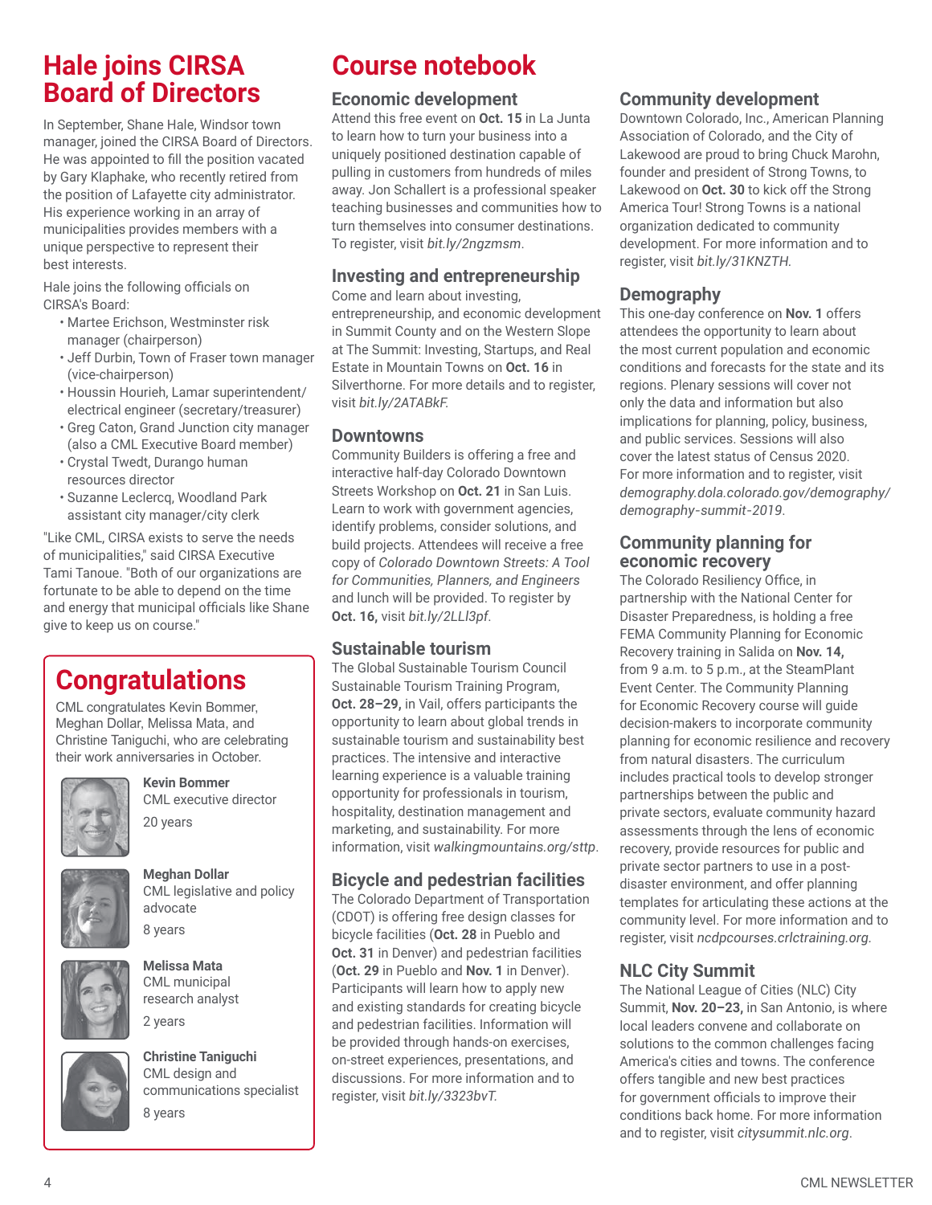# Hale joins CIRSA Board of Directors

In September, Shane Hale, Windsor town manager, joined the CIRSA Board of Directors. He was appointed to fill the position vacated by Gary Klaphake, who recently retired from the position of Lafayette city administrator. His experience working in an array of municipalities provides members with a unique perspective to represent their best interests.

Hale joins the following officials on CIRSA's Board:

- Martee Erichson, Westminster risk manager (chairperson)
- Jeff Durbin, Town of Fraser town manager (vice-chairperson)
- Houssin Hourieh, Lamar superintendent/electrical engineer (secretary/treasurer)
- Greg Caton, Grand Junction city manager (also a CML Executive Board member)
- Crystal Twedt, Durango human resources director
- Suzanne Leclercq, Woodland Park assistant city manager/city clerk

"Like CML, CIRSA exists to serve the needs of municipalities," said CIRSA Executive Tami Tanoue. "Both of our organizations are fortunate to be able to depend on the time and energy that municipal officials like Shane give to keep us on course."

# Congratulations

CML congratulates Kevin Bommer, Meghan Dollar, Melissa Mata, and Christine Taniguchi, who are celebrating their work anniversaries in October.

**Kevin Bommer**
CML executive director
20 years

**Meghan Dollar**
CML legislative and policy advocate
8 years

**Melissa Mata**
CML municipal research analyst
2 years

**Christine Taniguchi**
CML design and communications specialist
8 years

# Course notebook

## Economic development

Attend this free event on **Oct. 15** in La Junta to learn how to turn your business into a uniquely positioned destination capable of pulling in customers from hundreds of miles away. Jon Schallert is a professional speaker teaching businesses and communities how to turn themselves into consumer destinations. To register, visit *bit.ly/2ngzmsm*.

## Investing and entrepreneurship

Come and learn about investing, entrepreneurship, and economic development in Summit County and on the Western Slope at The Summit: Investing, Startups, and Real Estate in Mountain Towns on **Oct. 16** in Silverthorne. For more details and to register, visit *bit.ly/2ATABkF.*

## Downtowns

Community Builders is offering a free and interactive half-day Colorado Downtown Streets Workshop on **Oct. 21** in San Luis. Learn to work with government agencies, identify problems, consider solutions, and build projects. Attendees will receive a free copy of *Colorado Downtown Streets: A Tool for Communities, Planners, and Engineers* and lunch will be provided. To register by **Oct. 16,** visit *bit.ly/2LLl3pf*.

## Sustainable tourism

The Global Sustainable Tourism Council Sustainable Tourism Training Program, **Oct. 28–29,** in Vail, offers participants the opportunity to learn about global trends in sustainable tourism and sustainability best practices. The intensive and interactive learning experience is a valuable training opportunity for professionals in tourism, hospitality, destination management and marketing, and sustainability. For more information, visit *walkingmountains.org/sttp*.

## Bicycle and pedestrian facilities

The Colorado Department of Transportation (CDOT) is offering free design classes for bicycle facilities (**Oct. 28** in Pueblo and **Oct. 31** in Denver) and pedestrian facilities (**Oct. 29** in Pueblo and **Nov. 1** in Denver). Participants will learn how to apply new and existing standards for creating bicycle and pedestrian facilities. Information will be provided through hands-on exercises, on-street experiences, presentations, and discussions. For more information and to register, visit *bit.ly/3323bvT.*

## Community development

Downtown Colorado, Inc., American Planning Association of Colorado, and the City of Lakewood are proud to bring Chuck Marohn, founder and president of Strong Towns, to Lakewood on **Oct. 30** to kick off the Strong America Tour! Strong Towns is a national organization dedicated to community development. For more information and to register, visit *bit.ly/31KNZTH.*

## Demography

This one-day conference on **Nov. 1** offers attendees the opportunity to learn about the most current population and economic conditions and forecasts for the state and its regions. Plenary sessions will cover not only the data and information but also implications for planning, policy, business, and public services. Sessions will also cover the latest status of Census 2020. For more information and to register, visit *demography.dola.colorado.gov/demography/demography-summit-2019*.

## Community planning for economic recovery

The Colorado Resiliency Office, in partnership with the National Center for Disaster Preparedness, is holding a free FEMA Community Planning for Economic Recovery training in Salida on **Nov. 14,** from 9 a.m. to 5 p.m., at the SteamPlant Event Center. The Community Planning for Economic Recovery course will guide decision-makers to incorporate community planning for economic resilience and recovery from natural disasters. The curriculum includes practical tools to develop stronger partnerships between the public and private sectors, evaluate community hazard assessments through the lens of economic recovery, provide resources for public and private sector partners to use in a post-disaster environment, and offer planning templates for articulating these actions at the community level. For more information and to register, visit *ncdpcourses.crlctraining.org*.

## NLC City Summit

The National League of Cities (NLC) City Summit, **Nov. 20–23,** in San Antonio, is where local leaders convene and collaborate on solutions to the common challenges facing America's cities and towns. The conference offers tangible and new best practices for government officials to improve their conditions back home. For more information and to register, visit *citysummit.nlc.org*.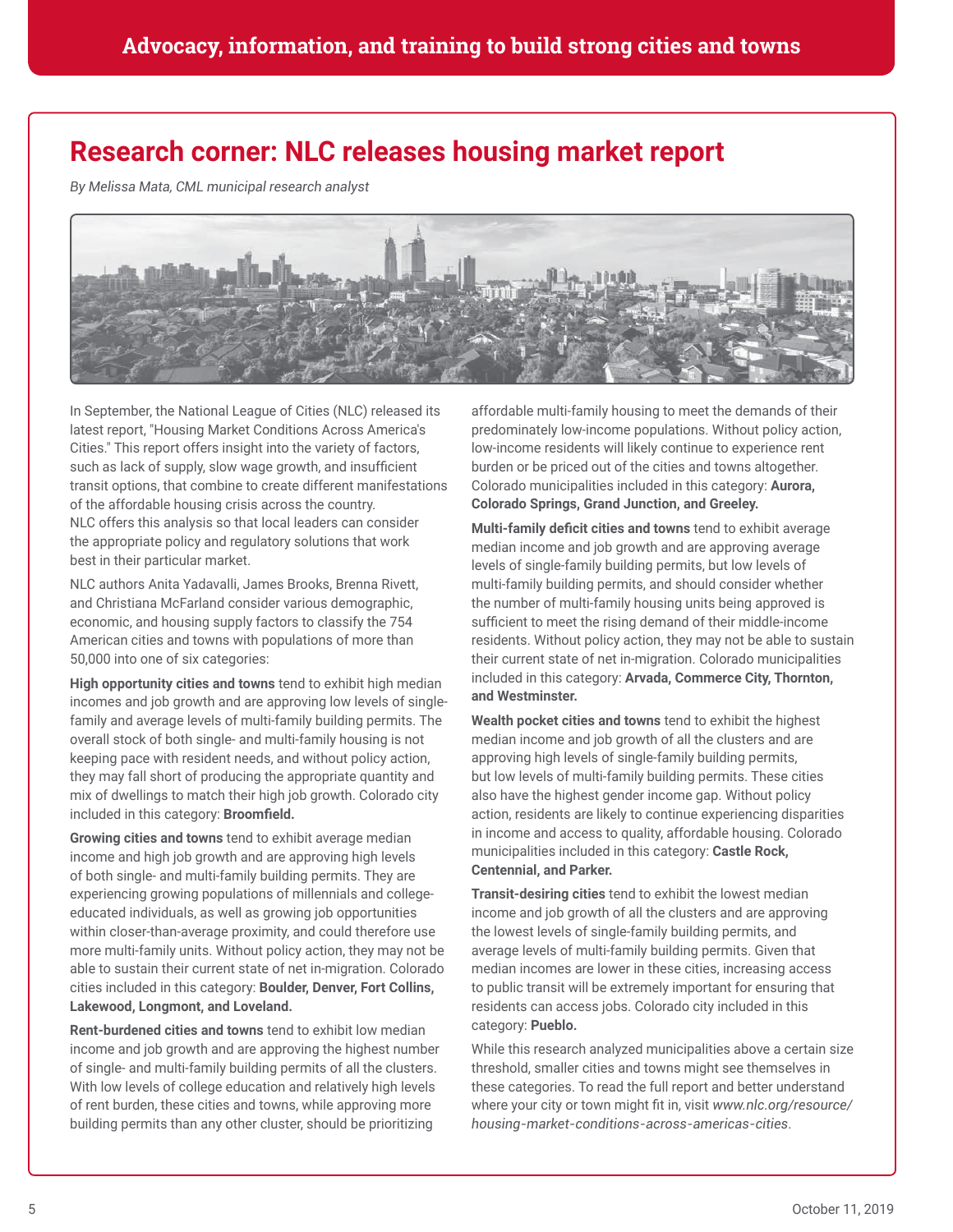**Advocacy, information, and training to build strong cities and towns**

# Research corner: NLC releases housing market report

*By Melissa Mata, CML municipal research analyst*

In September, the National League of Cities (NLC) released its latest report, "Housing Market Conditions Across America's Cities." This report offers insight into the variety of factors, such as lack of supply, slow wage growth, and insufficient transit options, that combine to create different manifestations of the affordable housing crisis across the country. NLC offers this analysis so that local leaders can consider the appropriate policy and regulatory solutions that work best in their particular market.

NLC authors Anita Yadavalli, James Brooks, Brenna Rivett, and Christiana McFarland consider various demographic, economic, and housing supply factors to classify the 754 American cities and towns with populations of more than 50,000 into one of six categories:

**High opportunity cities and towns** tend to exhibit high median incomes and job growth and are approving low levels of single-family and average levels of multi-family building permits. The overall stock of both single- and multi-family housing is not keeping pace with resident needs, and without policy action, they may fall short of producing the appropriate quantity and mix of dwellings to match their high job growth. Colorado city included in this category: **Broomfield.**

**Growing cities and towns** tend to exhibit average median income and high job growth and are approving high levels of both single- and multi-family building permits. They are experiencing growing populations of millennials and college-educated individuals, as well as growing job opportunities within closer-than-average proximity, and could therefore use more multi-family units. Without policy action, they may not be able to sustain their current state of net in-migration. Colorado cities included in this category: **Boulder, Denver, Fort Collins, Lakewood, Longmont, and Loveland.**

**Rent-burdened cities and towns** tend to exhibit low median income and job growth and are approving the highest number of single- and multi-family building permits of all the clusters. With low levels of college education and relatively high levels of rent burden, these cities and towns, while approving more building permits than any other cluster, should be prioritizing affordable multi-family housing to meet the demands of their predominately low-income populations. Without policy action, low-income residents will likely continue to experience rent burden or be priced out of the cities and towns altogether. Colorado municipalities included in this category: **Aurora, Colorado Springs, Grand Junction, and Greeley.**

**Multi-family deficit cities and towns** tend to exhibit average median income and job growth and are approving average levels of single-family building permits, but low levels of multi-family building permits, and should consider whether the number of multi-family housing units being approved is sufficient to meet the rising demand of their middle-income residents. Without policy action, they may not be able to sustain their current state of net in-migration. Colorado municipalities included in this category: **Arvada, Commerce City, Thornton, and Westminster.**

**Wealth pocket cities and towns** tend to exhibit the highest median income and job growth of all the clusters and are approving high levels of single-family building permits, but low levels of multi-family building permits. These cities also have the highest gender income gap. Without policy action, residents are likely to continue experiencing disparities in income and access to quality, affordable housing. Colorado municipalities included in this category: **Castle Rock, Centennial, and Parker.**

**Transit-desiring cities** tend to exhibit the lowest median income and job growth of all the clusters and are approving the lowest levels of single-family building permits, and average levels of multi-family building permits. Given that median incomes are lower in these cities, increasing access to public transit will be extremely important for ensuring that residents can access jobs. Colorado city included in this category: **Pueblo.**

While this research analyzed municipalities above a certain size threshold, smaller cities and towns might see themselves in these categories. To read the full report and better understand where your city or town might fit in, visit *www.nlc.org/resource/housing-market-conditions-across-americas-cities*.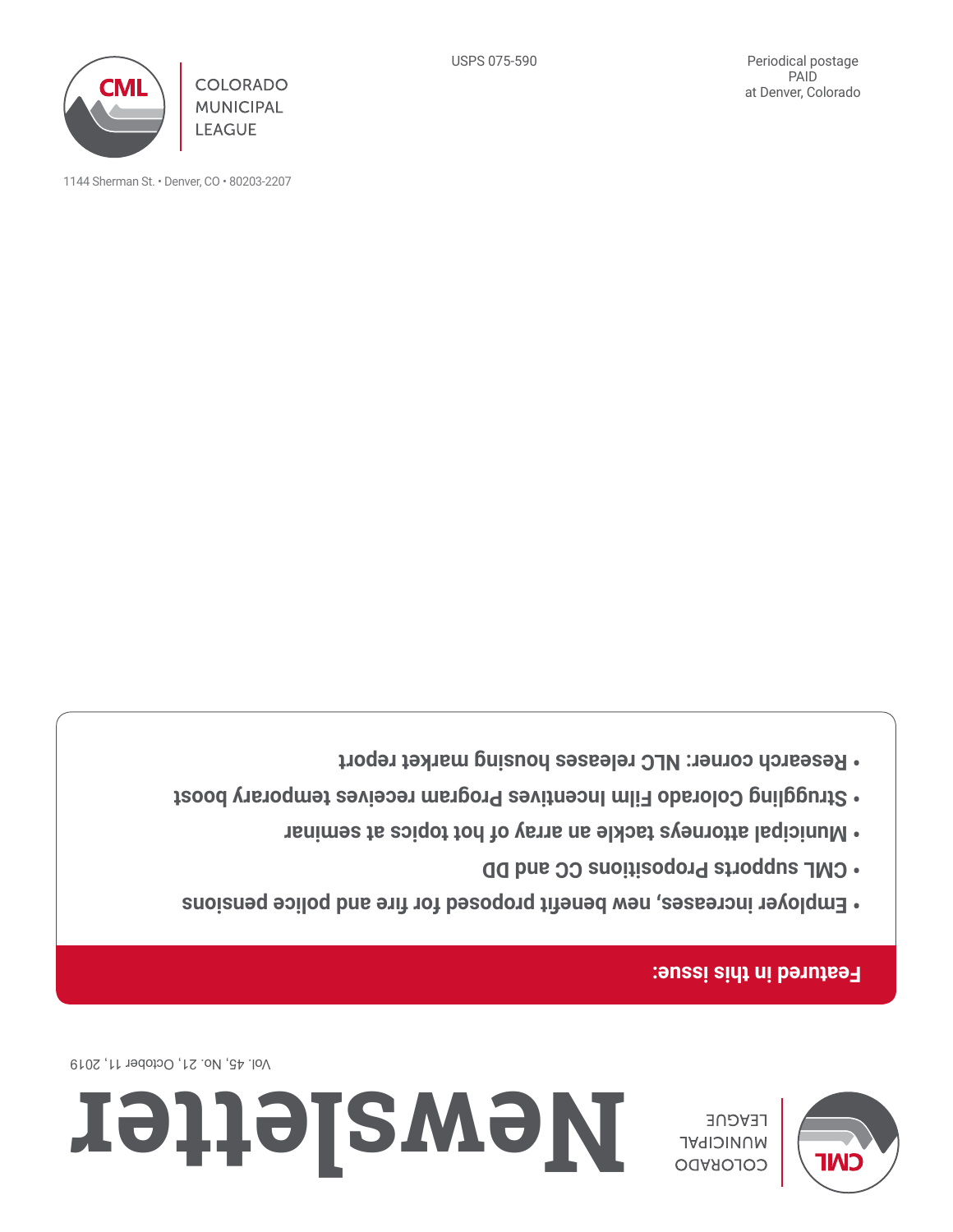COLORADO MUNICIPAL LEAGUE

1144 Sherman St. • Denver, CO • 80203-2207

USPS 075-590

Periodical postage PAID at Denver, Colorado

**Featured in this issue:**

- **Employer increases, new benefit proposed for fire and police pensions**
- **CML supports Propositions CC and DD**
- **Municipal attorneys tackle an array of hot topics at seminar**
- **Struggling Colorado Film Incentives Program receives temporary boost**
- **Research corner: NLC releases housing market report**

COLORADO MUNICIPAL LEAGUE

# Newsletter

Vol. 45, No. 21, October 11, 2019